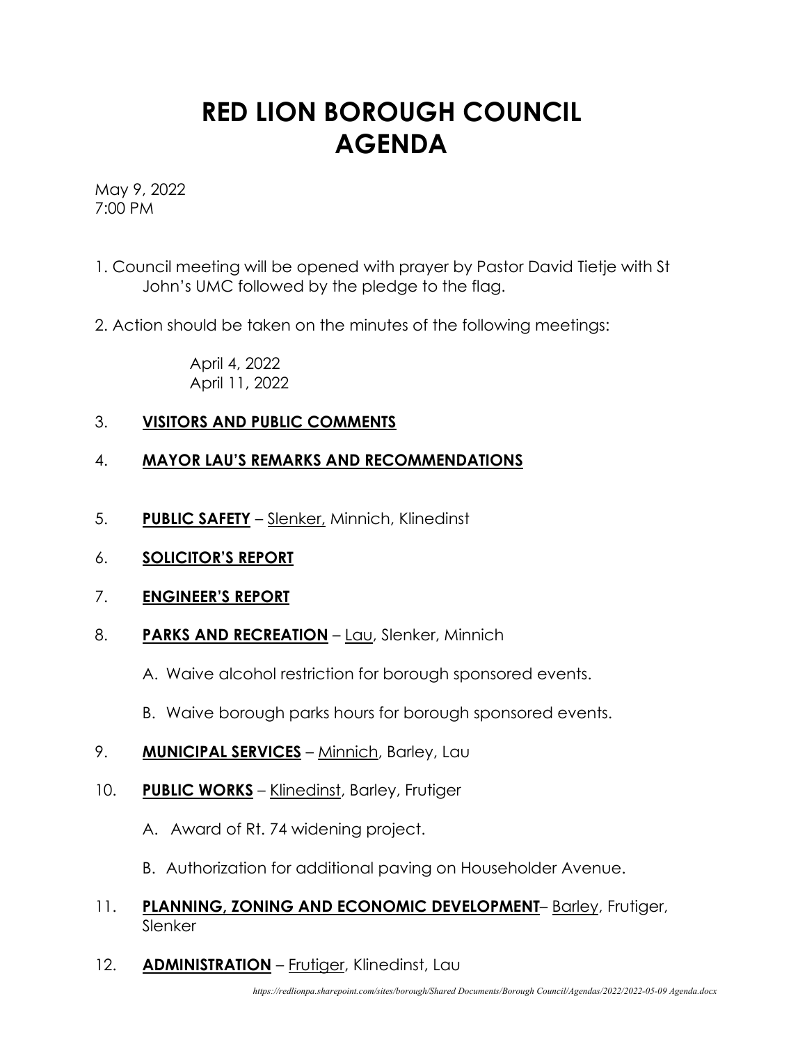# RED LION BOROUGH COUNCIL AGENDA

May 9, 2022
7:00 PM

1. Council meeting will be opened with prayer by Pastor David Tietje with St John's UMC followed by the pledge to the flag.

2. Action should be taken on the minutes of the following meetings:

   April 4, 2022
   April 11, 2022

3. **VISITORS AND PUBLIC COMMENTS**

4. **MAYOR LAU'S REMARKS AND RECOMMENDATIONS**

5. **PUBLIC SAFETY** – Slenker, Minnich, Klinedinst

6. **SOLICITOR'S REPORT**

7. **ENGINEER'S REPORT**

8. **PARKS AND RECREATION** – Lau, Slenker, Minnich

   A. Waive alcohol restriction for borough sponsored events.

   B. Waive borough parks hours for borough sponsored events.

9. **MUNICIPAL SERVICES** – Minnich, Barley, Lau

10. **PUBLIC WORKS** – Klinedinst, Barley, Frutiger

    A. Award of Rt. 74 widening project.

    B. Authorization for additional paving on Householder Avenue.

11. **PLANNING, ZONING AND ECONOMIC DEVELOPMENT**– Barley, Frutiger, Slenker

12. **ADMINISTRATION** – Frutiger, Klinedinst, Lau

*https://redlionpa.sharepoint.com/sites/borough/Shared Documents/Borough Council/Agendas/2022/2022-05-09 Agenda.docx*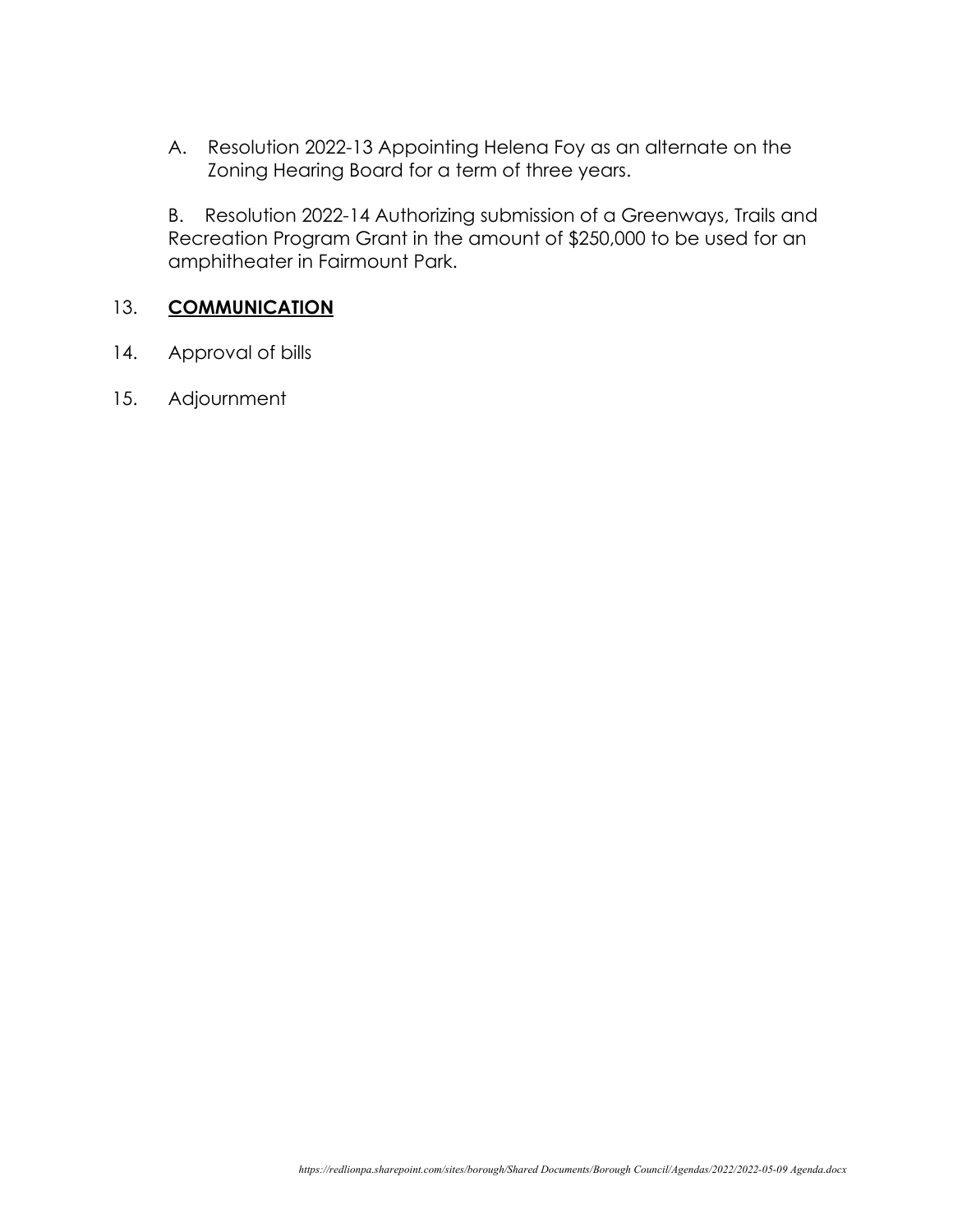A. Resolution 2022-13 Appointing Helena Foy as an alternate on the Zoning Hearing Board for a term of three years.

B. Resolution 2022-14 Authorizing submission of a Greenways, Trails and Recreation Program Grant in the amount of $250,000 to be used for an amphitheater in Fairmount Park.

13. **COMMUNICATION**

14. Approval of bills

15. Adjournment

*https://redlionpa.sharepoint.com/sites/borough/Shared Documents/Borough Council/Agendas/2022/2022-05-09 Agenda.docx*